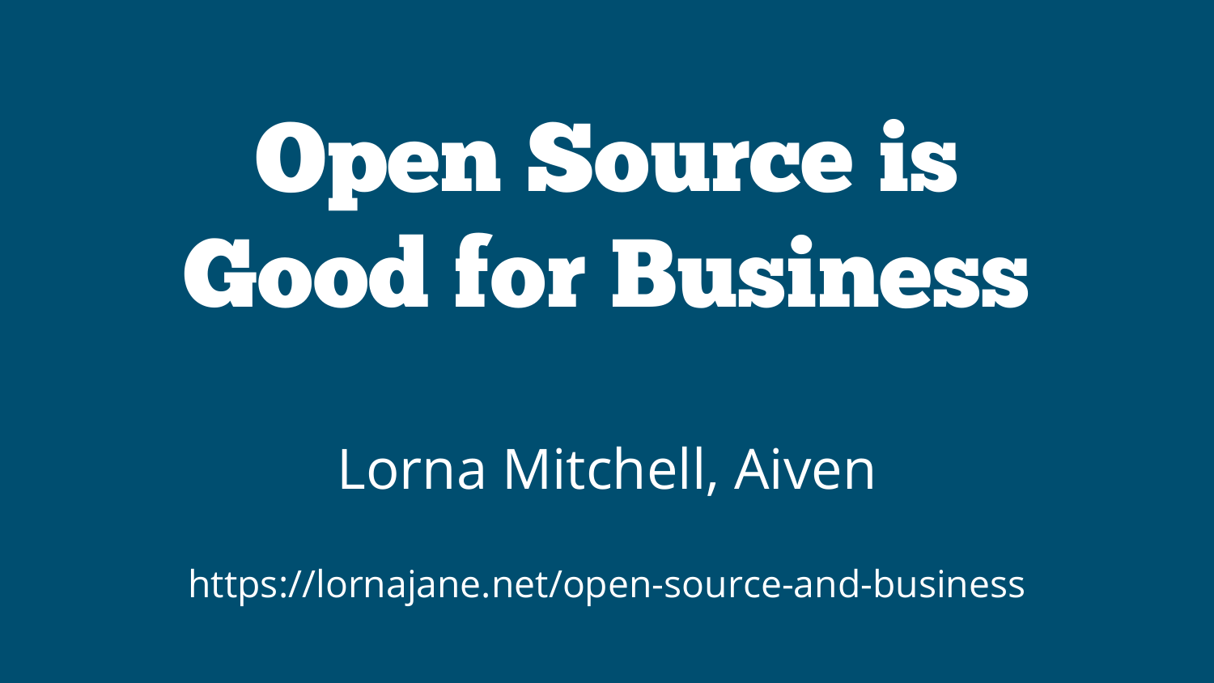# Open Source is Good for Business

Lorna Mitchell, Aiven

https://lornajane.net/open-source-and-business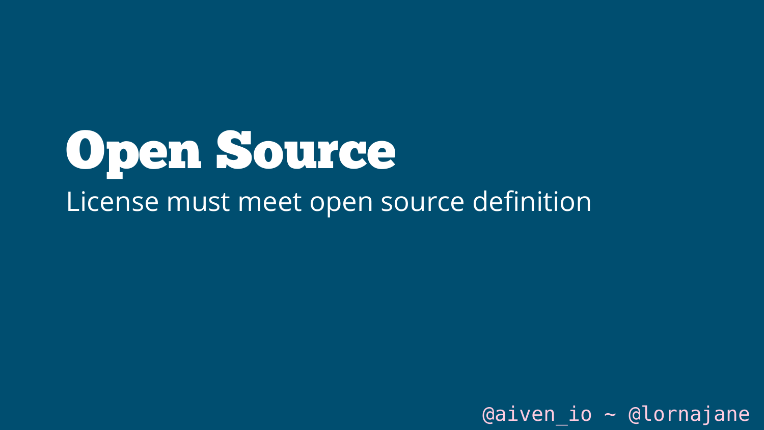# Open Source

License must meet open source definition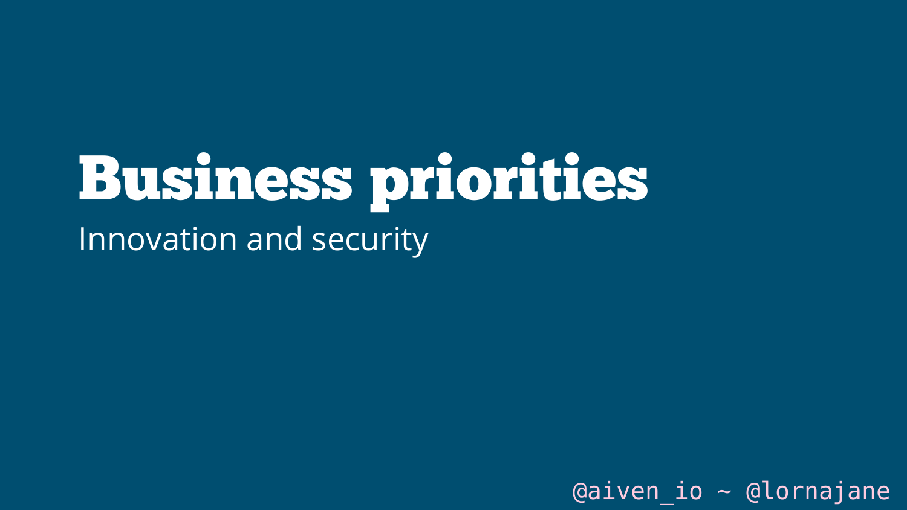# Business priorities

Innovation and security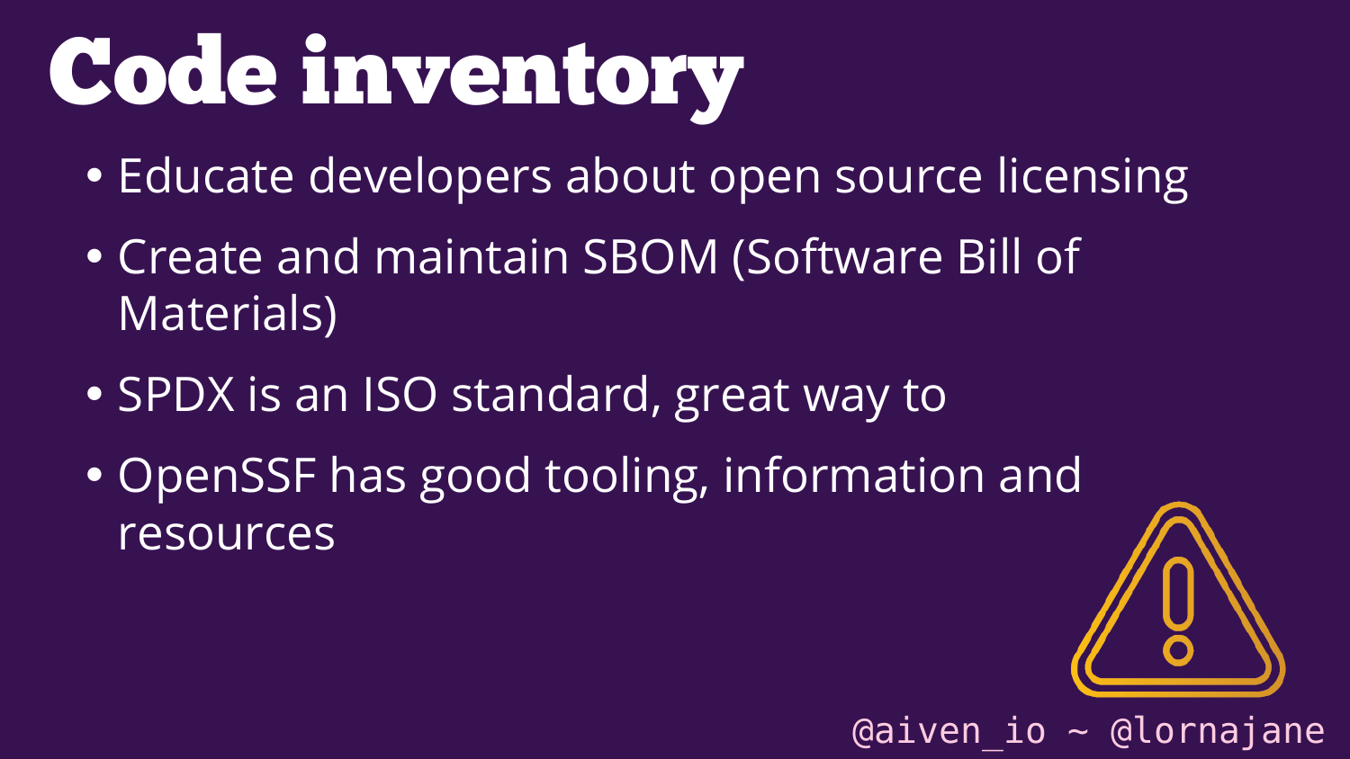# Code inventory

- Educate developers about open source licensing
- Create and maintain SBOM (Software Bill of Materials)
- SPDX is an ISO standard, great way to
- OpenSSF has good tooling, information and resources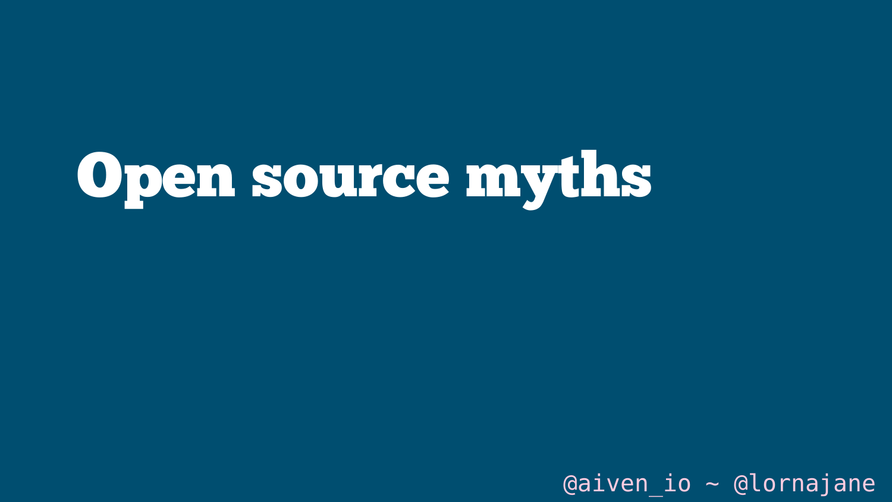# Open source myths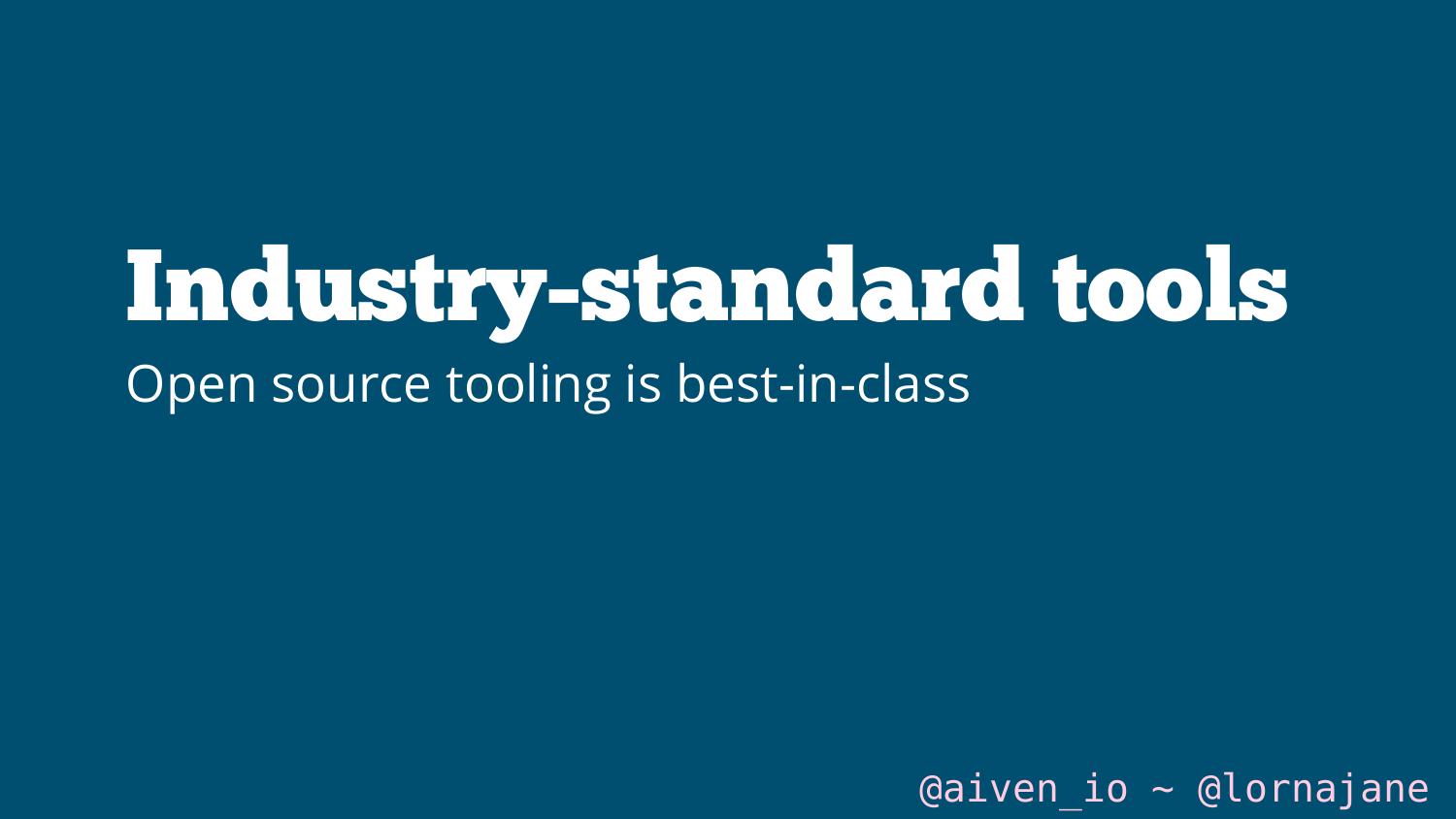# Industry-standard tools

Open source tooling is best-in-class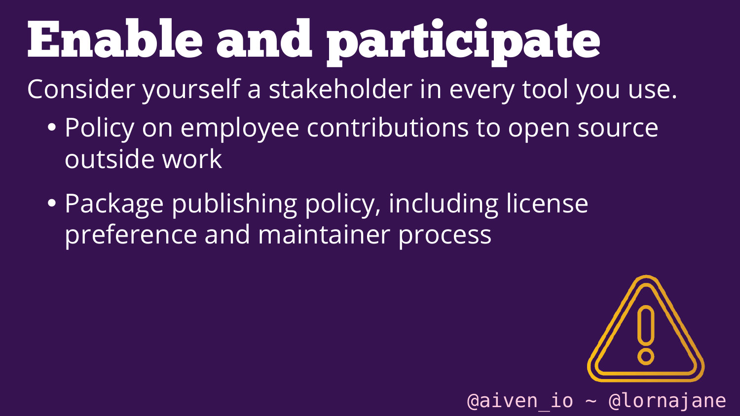# Enable and participate

Consider yourself a stakeholder in every tool you use.

- Policy on employee contributions to open source outside work
- Package publishing policy, including license preference and maintainer process

@aiven_io ~ @lornajane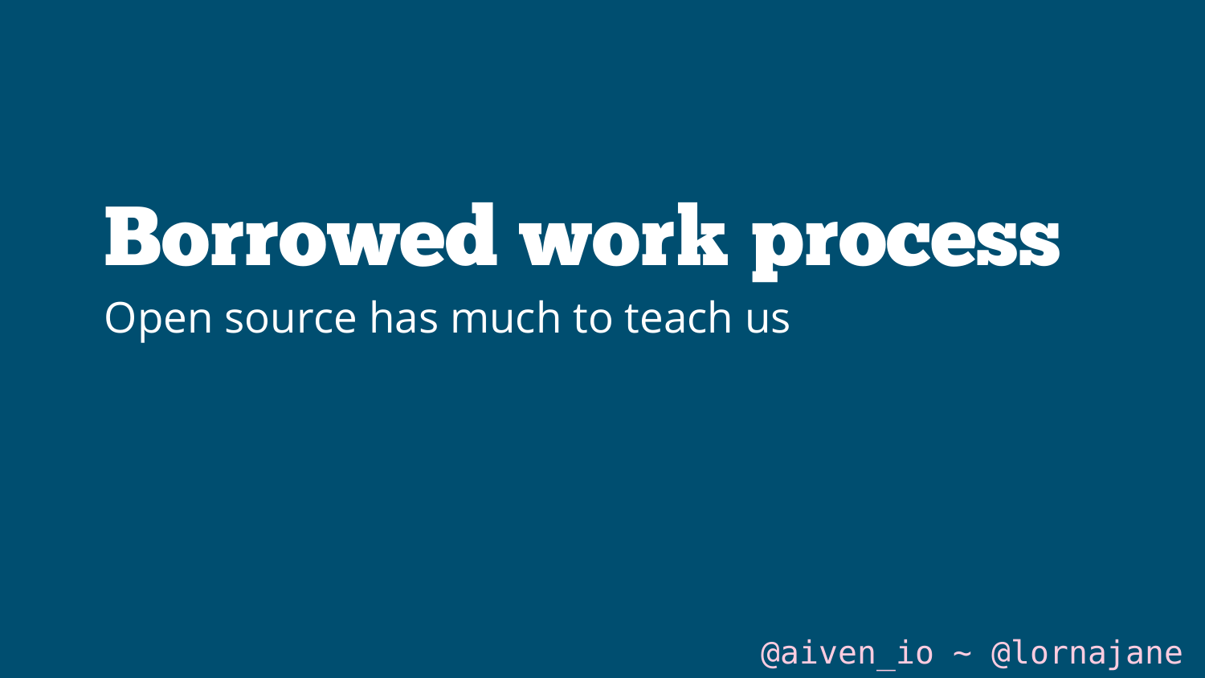# Borrowed work process

Open source has much to teach us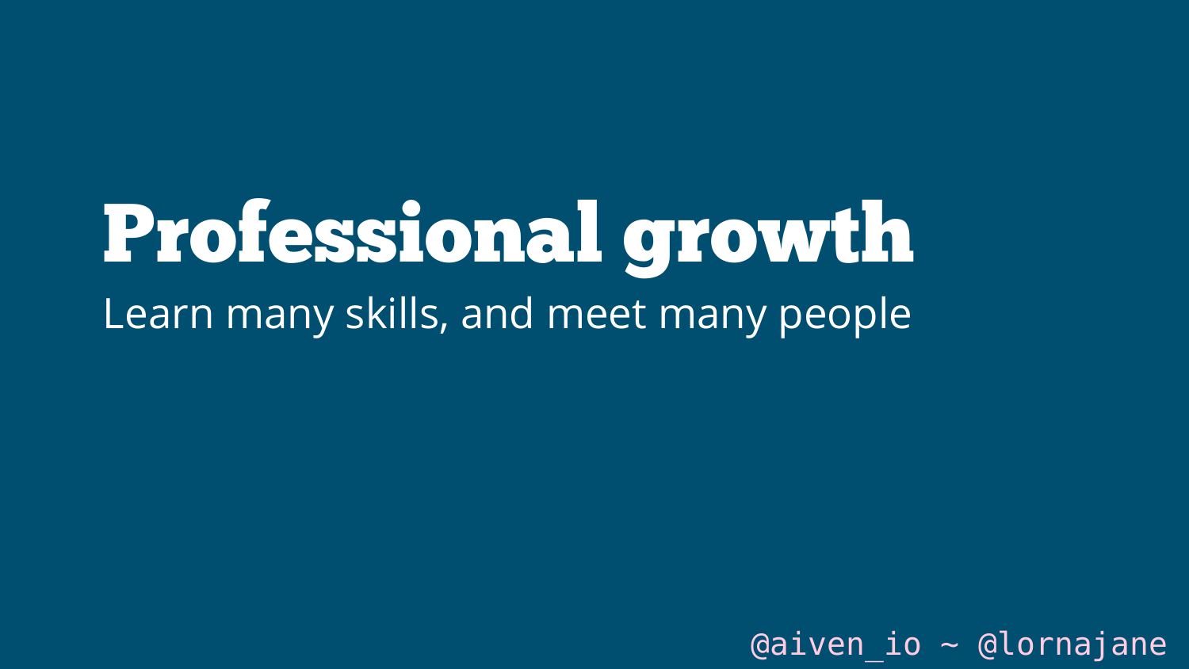# Professional growth

Learn many skills, and meet many people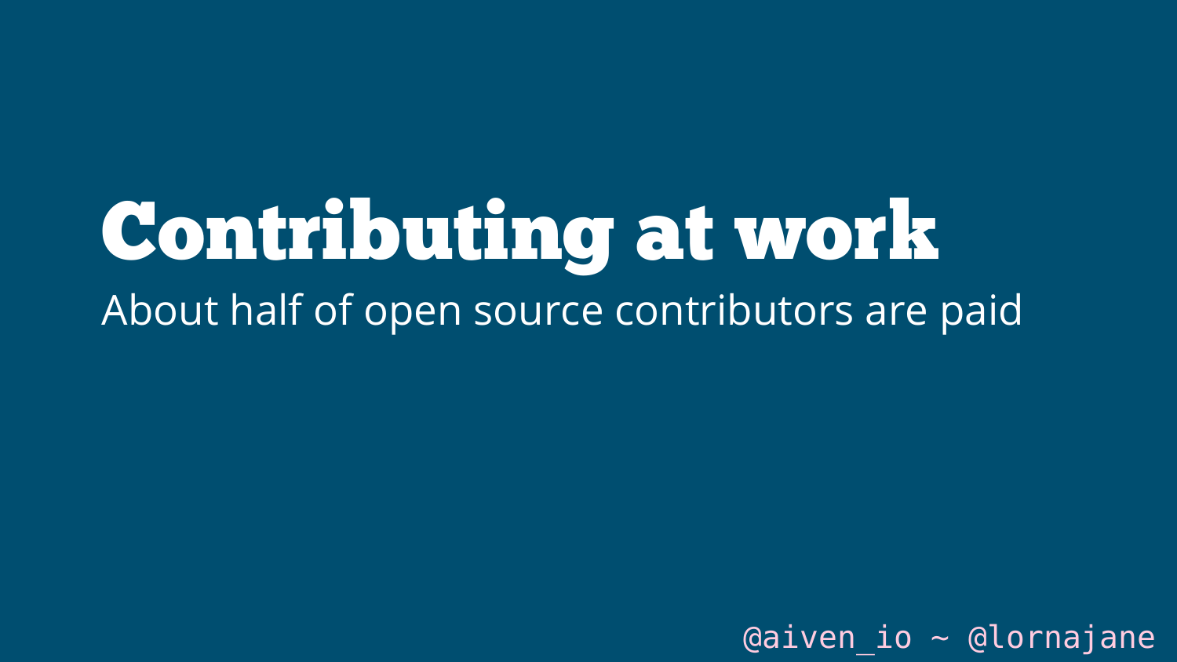# Contributing at work

About half of open source contributors are paid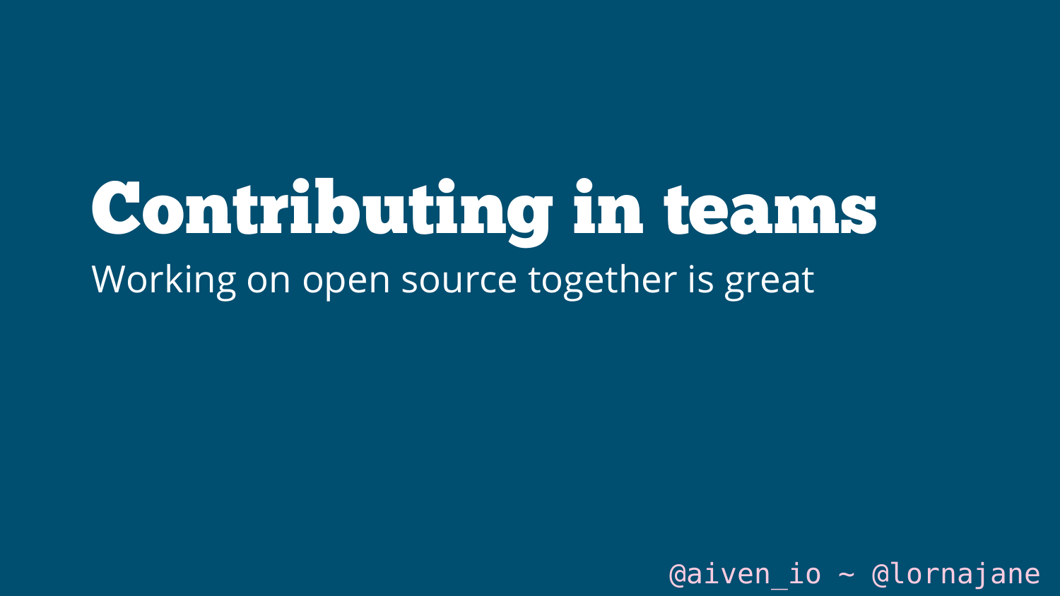# Contributing in teams

Working on open source together is great

@aiven_io ~ @lornajane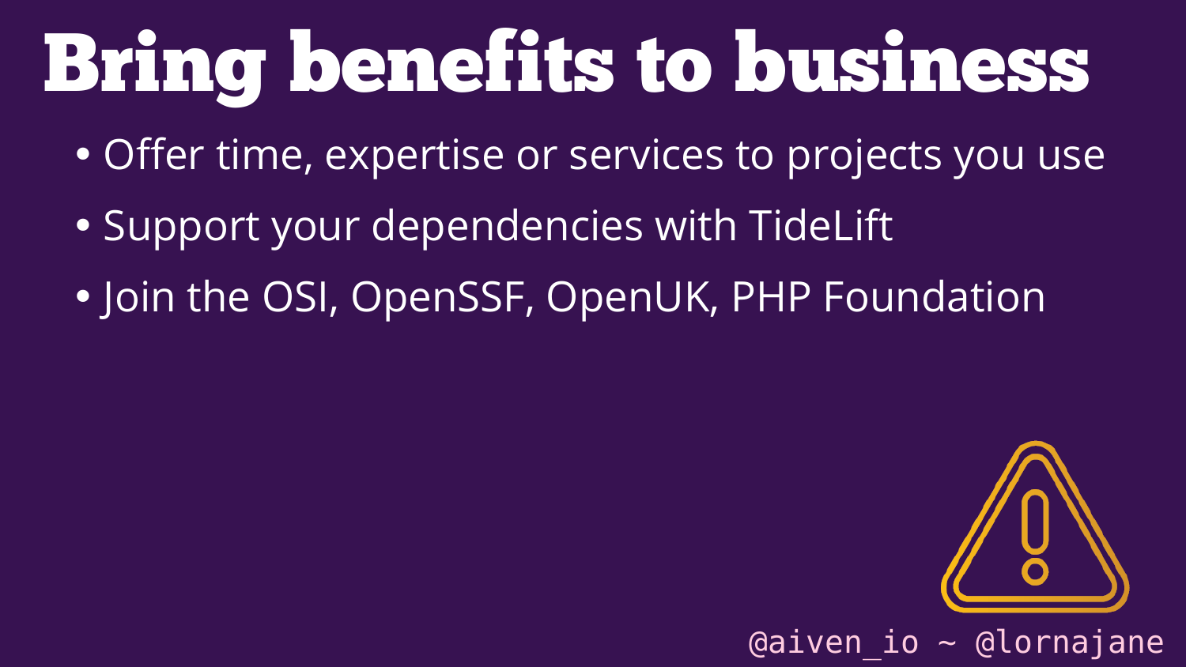# Bring benefits to business

- Offer time, expertise or services to projects you use
- Support your dependencies with TideLift
- Join the OSI, OpenSSF, OpenUK, PHP Foundation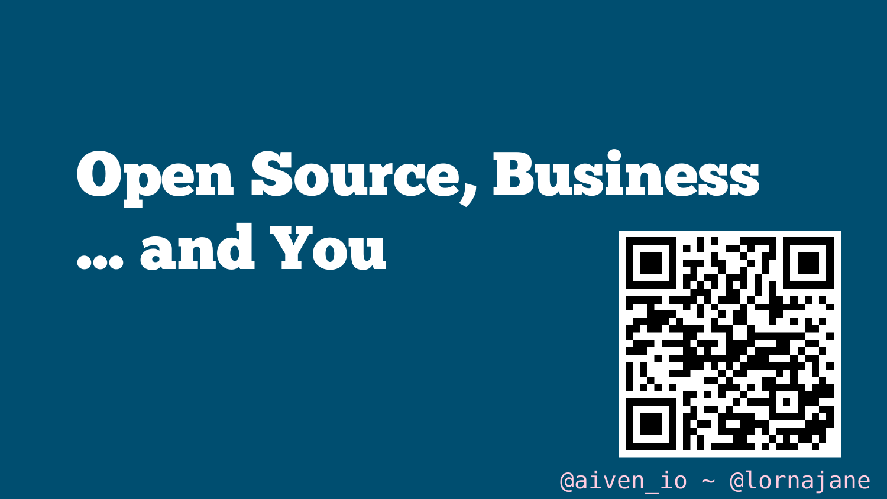# Open Source, Business ... and You

@aiven_io ~ @lornajane